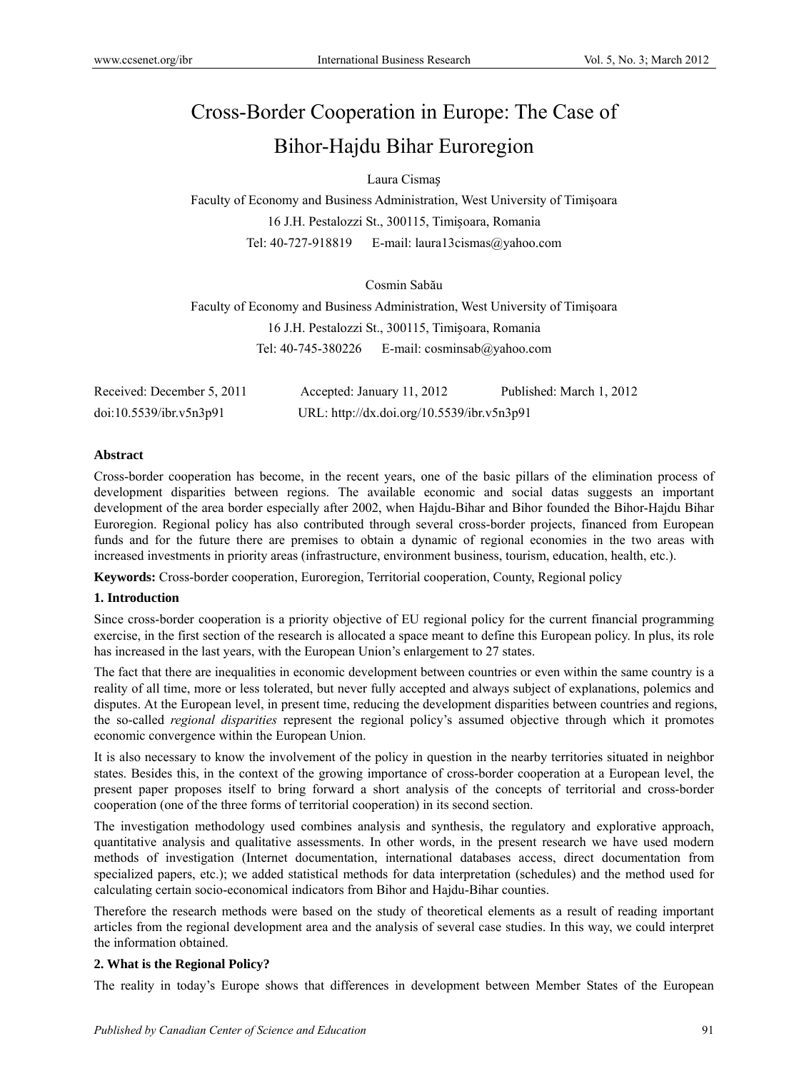# Cross-Border Cooperation in Europe: The Case of Bihor-Hajdu Bihar Euroregion

Laura Cismaș

Faculty of Economy and Business Administration, West University of Timişoara

16 J.H. Pestalozzi St., 300115, Timişoara, Romania

Tel: 40-727-918819 E-mail: laura13cismas@yahoo.com

Cosmin Sabău

Faculty of Economy and Business Administration, West University of Timişoara

16 J.H. Pestalozzi St., 300115, Timişoara, Romania

Tel: 40-745-380226 E-mail: cosminsab@yahoo.com

Received: December 5, 2011 Accepted: January 11, 2012 Published: March 1, 2012

doi:10.5539/ibr.v5n3p91 URL: http://dx.doi.org/10.5539/ibr.v5n3p91

**Abstract**

Cross-border cooperation has become, in the recent years, one of the basic pillars of the elimination process of development disparities between regions. The available economic and social datas suggests an important development of the area border especially after 2002, when Hajdu-Bihar and Bihor founded the Bihor-Hajdu Bihar Euroregion. Regional policy has also contributed through several cross-border projects, financed from European funds and for the future there are premises to obtain a dynamic of regional economies in the two areas with increased investments in priority areas (infrastructure, environment business, tourism, education, health, etc.).

**Keywords:** Cross-border cooperation, Euroregion, Territorial cooperation, County, Regional policy

## 1. Introduction

Since cross-border cooperation is a priority objective of EU regional policy for the current financial programming exercise, in the first section of the research is allocated a space meant to define this European policy. In plus, its role has increased in the last years, with the European Union's enlargement to 27 states.

The fact that there are inequalities in economic development between countries or even within the same country is a reality of all time, more or less tolerated, but never fully accepted and always subject of explanations, polemics and disputes. At the European level, in present time, reducing the development disparities between countries and regions, the so-called *regional disparities* represent the regional policy's assumed objective through which it promotes economic convergence within the European Union.

It is also necessary to know the involvement of the policy in question in the nearby territories situated in neighbor states. Besides this, in the context of the growing importance of cross-border cooperation at a European level, the present paper proposes itself to bring forward a short analysis of the concepts of territorial and cross-border cooperation (one of the three forms of territorial cooperation) in its second section.

The investigation methodology used combines analysis and synthesis, the regulatory and explorative approach, quantitative analysis and qualitative assessments. In other words, in the present research we have used modern methods of investigation (Internet documentation, international databases access, direct documentation from specialized papers, etc.); we added statistical methods for data interpretation (schedules) and the method used for calculating certain socio-economical indicators from Bihor and Hajdu-Bihar counties.

Therefore the research methods were based on the study of theoretical elements as a result of reading important articles from the regional development area and the analysis of several case studies. In this way, we could interpret the information obtained.

## 2. What is the Regional Policy?

The reality in today's Europe shows that differences in development between Member States of the European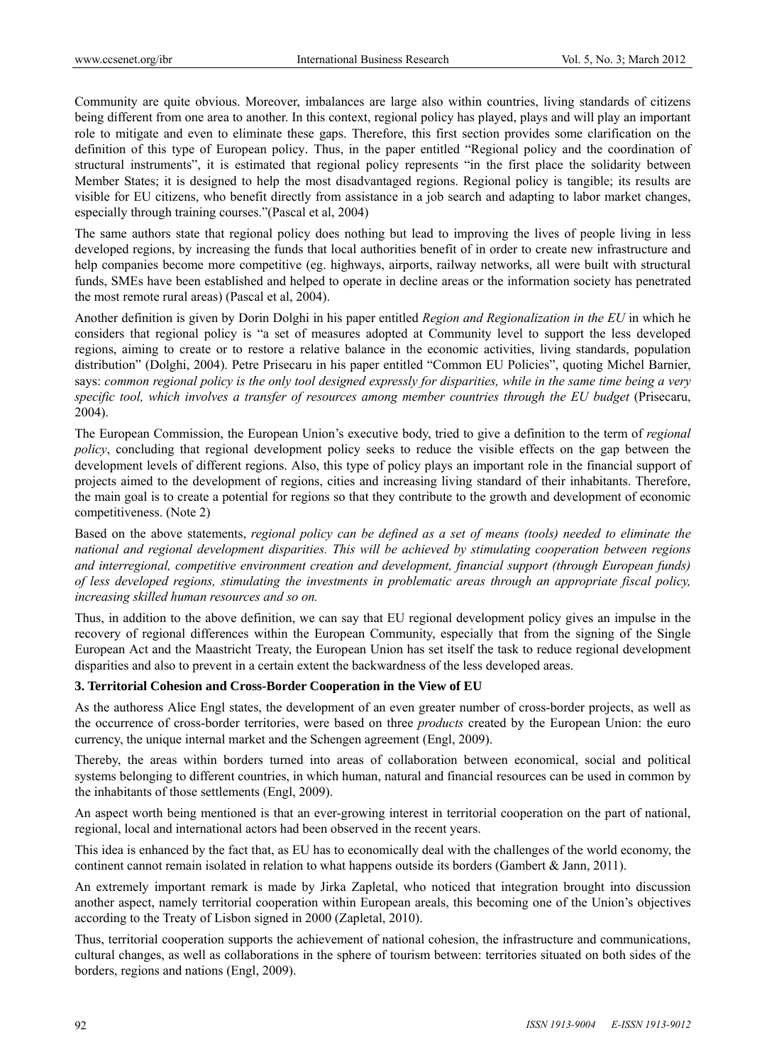Community are quite obvious. Moreover, imbalances are large also within countries, living standards of citizens being different from one area to another. In this context, regional policy has played, plays and will play an important role to mitigate and even to eliminate these gaps. Therefore, this first section provides some clarification on the definition of this type of European policy. Thus, in the paper entitled "Regional policy and the coordination of structural instruments", it is estimated that regional policy represents "in the first place the solidarity between Member States; it is designed to help the most disadvantaged regions. Regional policy is tangible; its results are visible for EU citizens, who benefit directly from assistance in a job search and adapting to labor market changes, especially through training courses."(Pascal et al, 2004)

The same authors state that regional policy does nothing but lead to improving the lives of people living in less developed regions, by increasing the funds that local authorities benefit of in order to create new infrastructure and help companies become more competitive (eg. highways, airports, railway networks, all were built with structural funds, SMEs have been established and helped to operate in decline areas or the information society has penetrated the most remote rural areas) (Pascal et al, 2004).

Another definition is given by Dorin Dolghi in his paper entitled *Region and Regionalization in the EU* in which he considers that regional policy is "a set of measures adopted at Community level to support the less developed regions, aiming to create or to restore a relative balance in the economic activities, living standards, population distribution" (Dolghi, 2004). Petre Prisecaru in his paper entitled "Common EU Policies", quoting Michel Barnier, says: *common regional policy is the only tool designed expressly for disparities, while in the same time being a very specific tool, which involves a transfer of resources among member countries through the EU budget* (Prisecaru, 2004).

The European Commission, the European Union's executive body, tried to give a definition to the term of *regional policy*, concluding that regional development policy seeks to reduce the visible effects on the gap between the development levels of different regions. Also, this type of policy plays an important role in the financial support of projects aimed to the development of regions, cities and increasing living standard of their inhabitants. Therefore, the main goal is to create a potential for regions so that they contribute to the growth and development of economic competitiveness. (Note 2)

Based on the above statements, *regional policy can be defined as a set of means (tools) needed to eliminate the national and regional development disparities. This will be achieved by stimulating cooperation between regions and interregional, competitive environment creation and development, financial support (through European funds) of less developed regions, stimulating the investments in problematic areas through an appropriate fiscal policy, increasing skilled human resources and so on.*

Thus, in addition to the above definition, we can say that EU regional development policy gives an impulse in the recovery of regional differences within the European Community, especially that from the signing of the Single European Act and the Maastricht Treaty, the European Union has set itself the task to reduce regional development disparities and also to prevent in a certain extent the backwardness of the less developed areas.

## 3. Territorial Cohesion and Cross-Border Cooperation in the View of EU

As the authoress Alice Engl states, the development of an even greater number of cross-border projects, as well as the occurrence of cross-border territories, were based on three *products* created by the European Union: the euro currency, the unique internal market and the Schengen agreement (Engl, 2009).

Thereby, the areas within borders turned into areas of collaboration between economical, social and political systems belonging to different countries, in which human, natural and financial resources can be used in common by the inhabitants of those settlements (Engl, 2009).

An aspect worth being mentioned is that an ever-growing interest in territorial cooperation on the part of national, regional, local and international actors had been observed in the recent years.

This idea is enhanced by the fact that, as EU has to economically deal with the challenges of the world economy, the continent cannot remain isolated in relation to what happens outside its borders (Gambert & Jann, 2011).

An extremely important remark is made by Jirka Zapletal, who noticed that integration brought into discussion another aspect, namely territorial cooperation within European areals, this becoming one of the Union's objectives according to the Treaty of Lisbon signed in 2000 (Zapletal, 2010).

Thus, territorial cooperation supports the achievement of national cohesion, the infrastructure and communications, cultural changes, as well as collaborations in the sphere of tourism between: territories situated on both sides of the borders, regions and nations (Engl, 2009).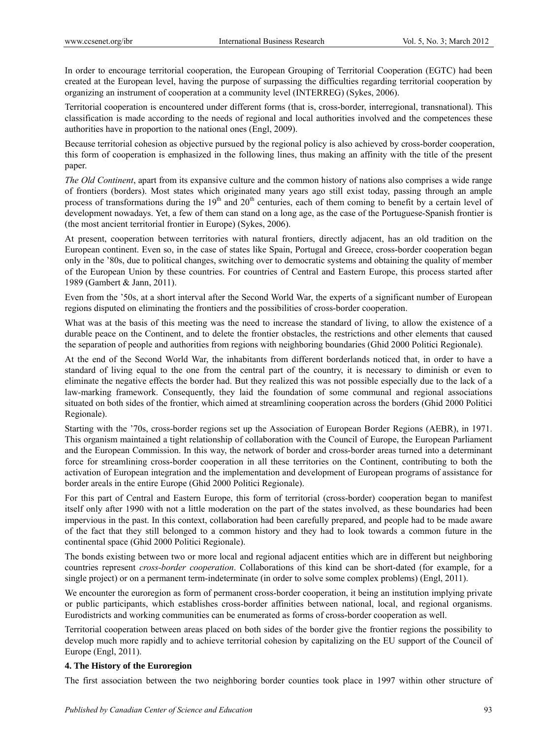In order to encourage territorial cooperation, the European Grouping of Territorial Cooperation (EGTC) had been created at the European level, having the purpose of surpassing the difficulties regarding territorial cooperation by organizing an instrument of cooperation at a community level (INTERREG) (Sykes, 2006).

Territorial cooperation is encountered under different forms (that is, cross-border, interregional, transnational). This classification is made according to the needs of regional and local authorities involved and the competences these authorities have in proportion to the national ones (Engl, 2009).

Because territorial cohesion as objective pursued by the regional policy is also achieved by cross-border cooperation, this form of cooperation is emphasized in the following lines, thus making an affinity with the title of the present paper.

*The Old Continent*, apart from its expansive culture and the common history of nations also comprises a wide range of frontiers (borders). Most states which originated many years ago still exist today, passing through an ample process of transformations during the 19th and 20th centuries, each of them coming to benefit by a certain level of development nowadays. Yet, a few of them can stand on a long age, as the case of the Portuguese-Spanish frontier is (the most ancient territorial frontier in Europe) (Sykes, 2006).

At present, cooperation between territories with natural frontiers, directly adjacent, has an old tradition on the European continent. Even so, in the case of states like Spain, Portugal and Greece, cross-border cooperation began only in the '80s, due to political changes, switching over to democratic systems and obtaining the quality of member of the European Union by these countries. For countries of Central and Eastern Europe, this process started after 1989 (Gambert & Jann, 2011).

Even from the '50s, at a short interval after the Second World War, the experts of a significant number of European regions disputed on eliminating the frontiers and the possibilities of cross-border cooperation.

What was at the basis of this meeting was the need to increase the standard of living, to allow the existence of a durable peace on the Continent, and to delete the frontier obstacles, the restrictions and other elements that caused the separation of people and authorities from regions with neighboring boundaries (Ghid 2000 Politici Regionale).

At the end of the Second World War, the inhabitants from different borderlands noticed that, in order to have a standard of living equal to the one from the central part of the country, it is necessary to diminish or even to eliminate the negative effects the border had. But they realized this was not possible especially due to the lack of a law-marking framework. Consequently, they laid the foundation of some communal and regional associations situated on both sides of the frontier, which aimed at streamlining cooperation across the borders (Ghid 2000 Politici Regionale).

Starting with the '70s, cross-border regions set up the Association of European Border Regions (AEBR), in 1971. This organism maintained a tight relationship of collaboration with the Council of Europe, the European Parliament and the European Commission. In this way, the network of border and cross-border areas turned into a determinant force for streamlining cross-border cooperation in all these territories on the Continent, contributing to both the activation of European integration and the implementation and development of European programs of assistance for border areals in the entire Europe (Ghid 2000 Politici Regionale).

For this part of Central and Eastern Europe, this form of territorial (cross-border) cooperation began to manifest itself only after 1990 with not a little moderation on the part of the states involved, as these boundaries had been impervious in the past. In this context, collaboration had been carefully prepared, and people had to be made aware of the fact that they still belonged to a common history and they had to look towards a common future in the continental space (Ghid 2000 Politici Regionale).

The bonds existing between two or more local and regional adjacent entities which are in different but neighboring countries represent *cross-border cooperation*. Collaborations of this kind can be short-dated (for example, for a single project) or on a permanent term-indeterminate (in order to solve some complex problems) (Engl, 2011).

We encounter the euroregion as form of permanent cross-border cooperation, it being an institution implying private or public participants, which establishes cross-border affinities between national, local, and regional organisms. Eurodistricts and working communities can be enumerated as forms of cross-border cooperation as well.

Territorial cooperation between areas placed on both sides of the border give the frontier regions the possibility to develop much more rapidly and to achieve territorial cohesion by capitalizing on the EU support of the Council of Europe (Engl, 2011).

## 4. The History of the Euroregion

The first association between the two neighboring border counties took place in 1997 within other structure of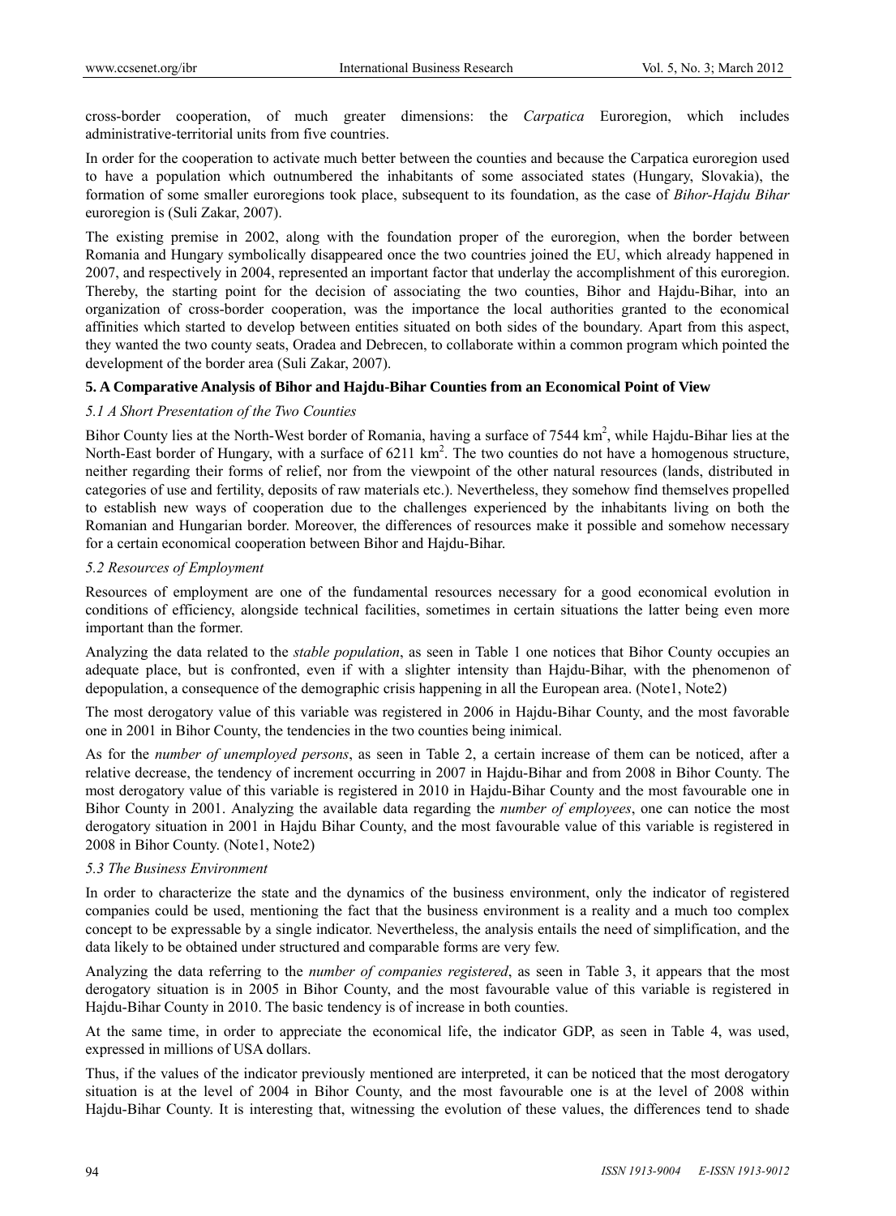cross-border cooperation, of much greater dimensions: the *Carpatica* Euroregion, which includes administrative-territorial units from five countries.

In order for the cooperation to activate much better between the counties and because the Carpatica euroregion used to have a population which outnumbered the inhabitants of some associated states (Hungary, Slovakia), the formation of some smaller euroregions took place, subsequent to its foundation, as the case of *Bihor-Hajdu Bihar* euroregion is (Suli Zakar, 2007).

The existing premise in 2002, along with the foundation proper of the euroregion, when the border between Romania and Hungary symbolically disappeared once the two countries joined the EU, which already happened in 2007, and respectively in 2004, represented an important factor that underlay the accomplishment of this euroregion. Thereby, the starting point for the decision of associating the two counties, Bihor and Hajdu-Bihar, into an organization of cross-border cooperation, was the importance the local authorities granted to the economical affinities which started to develop between entities situated on both sides of the boundary. Apart from this aspect, they wanted the two county seats, Oradea and Debrecen, to collaborate within a common program which pointed the development of the border area (Suli Zakar, 2007).

## 5. A Comparative Analysis of Bihor and Hajdu-Bihar Counties from an Economical Point of View

### *5.1 A Short Presentation of the Two Counties*

Bihor County lies at the North-West border of Romania, having a surface of 7544 km$^2$, while Hajdu-Bihar lies at the North-East border of Hungary, with a surface of 6211 km$^2$. The two counties do not have a homogenous structure, neither regarding their forms of relief, nor from the viewpoint of the other natural resources (lands, distributed in categories of use and fertility, deposits of raw materials etc.). Nevertheless, they somehow find themselves propelled to establish new ways of cooperation due to the challenges experienced by the inhabitants living on both the Romanian and Hungarian border. Moreover, the differences of resources make it possible and somehow necessary for a certain economical cooperation between Bihor and Hajdu-Bihar.

### *5.2 Resources of Employment*

Resources of employment are one of the fundamental resources necessary for a good economical evolution in conditions of efficiency, alongside technical facilities, sometimes in certain situations the latter being even more important than the former.

Analyzing the data related to the *stable population*, as seen in Table 1 one notices that Bihor County occupies an adequate place, but is confronted, even if with a slighter intensity than Hajdu-Bihar, with the phenomenon of depopulation, a consequence of the demographic crisis happening in all the European area. (Note1, Note2)

The most derogatory value of this variable was registered in 2006 in Hajdu-Bihar County, and the most favorable one in 2001 in Bihor County, the tendencies in the two counties being inimical.

As for the *number of unemployed persons*, as seen in Table 2, a certain increase of them can be noticed, after a relative decrease, the tendency of increment occurring in 2007 in Hajdu-Bihar and from 2008 in Bihor County. The most derogatory value of this variable is registered in 2010 in Hajdu-Bihar County and the most favourable one in Bihor County in 2001. Analyzing the available data regarding the *number of employees*, one can notice the most derogatory situation in 2001 in Hajdu Bihar County, and the most favourable value of this variable is registered in 2008 in Bihor County. (Note1, Note2)

### *5.3 The Business Environment*

In order to characterize the state and the dynamics of the business environment, only the indicator of registered companies could be used, mentioning the fact that the business environment is a reality and a much too complex concept to be expressable by a single indicator. Nevertheless, the analysis entails the need of simplification, and the data likely to be obtained under structured and comparable forms are very few.

Analyzing the data referring to the *number of companies registered*, as seen in Table 3, it appears that the most derogatory situation is in 2005 in Bihor County, and the most favourable value of this variable is registered in Hajdu-Bihar County in 2010. The basic tendency is of increase in both counties.

At the same time, in order to appreciate the economical life, the indicator GDP, as seen in Table 4, was used, expressed in millions of USA dollars.

Thus, if the values of the indicator previously mentioned are interpreted, it can be noticed that the most derogatory situation is at the level of 2004 in Bihor County, and the most favourable one is at the level of 2008 within Hajdu-Bihar County. It is interesting that, witnessing the evolution of these values, the differences tend to shade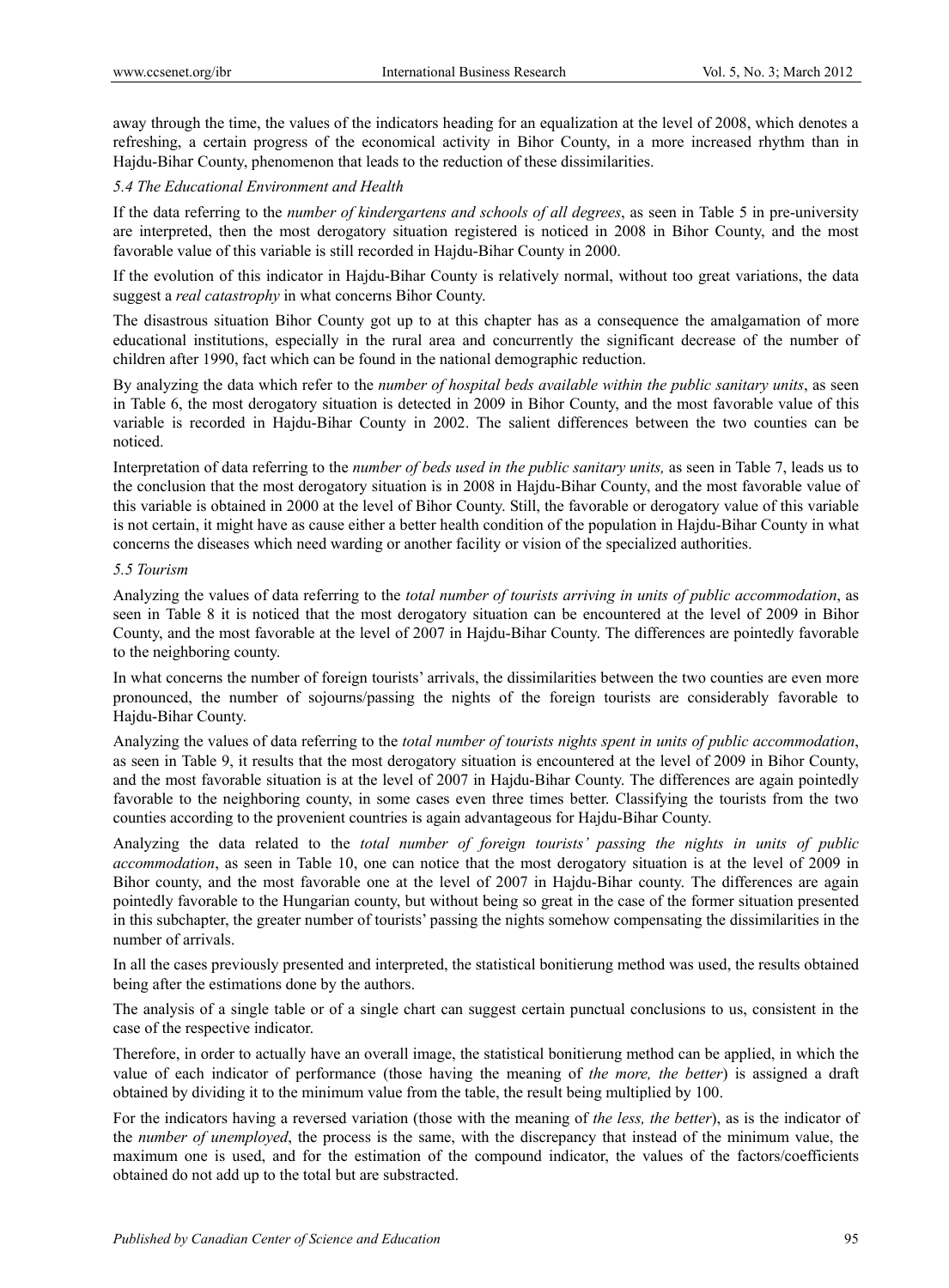away through the time, the values of the indicators heading for an equalization at the level of 2008, which denotes a refreshing, a certain progress of the economical activity in Bihor County, in a more increased rhythm than in Hajdu-Bihar County, phenomenon that leads to the reduction of these dissimilarities.

### 5.4 The Educational Environment and Health

If the data referring to the *number of kindergartens and schools of all degrees*, as seen in Table 5 in pre-university are interpreted, then the most derogatory situation registered is noticed in 2008 in Bihor County, and the most favorable value of this variable is still recorded in Hajdu-Bihar County in 2000.

If the evolution of this indicator in Hajdu-Bihar County is relatively normal, without too great variations, the data suggest a *real catastrophy* in what concerns Bihor County.

The disastrous situation Bihor County got up to at this chapter has as a consequence the amalgamation of more educational institutions, especially in the rural area and concurrently the significant decrease of the number of children after 1990, fact which can be found in the national demographic reduction.

By analyzing the data which refer to the *number of hospital beds available within the public sanitary units*, as seen in Table 6, the most derogatory situation is detected in 2009 in Bihor County, and the most favorable value of this variable is recorded in Hajdu-Bihar County in 2002. The salient differences between the two counties can be noticed.

Interpretation of data referring to the *number of beds used in the public sanitary units,* as seen in Table 7, leads us to the conclusion that the most derogatory situation is in 2008 in Hajdu-Bihar County, and the most favorable value of this variable is obtained in 2000 at the level of Bihor County. Still, the favorable or derogatory value of this variable is not certain, it might have as cause either a better health condition of the population in Hajdu-Bihar County in what concerns the diseases which need warding or another facility or vision of the specialized authorities.

### 5.5 Tourism

Analyzing the values of data referring to the *total number of tourists arriving in units of public accommodation*, as seen in Table 8 it is noticed that the most derogatory situation can be encountered at the level of 2009 in Bihor County, and the most favorable at the level of 2007 in Hajdu-Bihar County. The differences are pointedly favorable to the neighboring county.

In what concerns the number of foreign tourists' arrivals, the dissimilarities between the two counties are even more pronounced, the number of sojourns/passing the nights of the foreign tourists are considerably favorable to Hajdu-Bihar County.

Analyzing the values of data referring to the *total number of tourists nights spent in units of public accommodation*, as seen in Table 9, it results that the most derogatory situation is encountered at the level of 2009 in Bihor County, and the most favorable situation is at the level of 2007 in Hajdu-Bihar County. The differences are again pointedly favorable to the neighboring county, in some cases even three times better. Classifying the tourists from the two counties according to the provenient countries is again advantageous for Hajdu-Bihar County.

Analyzing the data related to the *total number of foreign tourists' passing the nights in units of public accommodation*, as seen in Table 10, one can notice that the most derogatory situation is at the level of 2009 in Bihor county, and the most favorable one at the level of 2007 in Hajdu-Bihar county. The differences are again pointedly favorable to the Hungarian county, but without being so great in the case of the former situation presented in this subchapter, the greater number of tourists' passing the nights somehow compensating the dissimilarities in the number of arrivals.

In all the cases previously presented and interpreted, the statistical bonitierung method was used, the results obtained being after the estimations done by the authors.

The analysis of a single table or of a single chart can suggest certain punctual conclusions to us, consistent in the case of the respective indicator.

Therefore, in order to actually have an overall image, the statistical bonitierung method can be applied, in which the value of each indicator of performance (those having the meaning of *the more, the better*) is assigned a draft obtained by dividing it to the minimum value from the table, the result being multiplied by 100.

For the indicators having a reversed variation (those with the meaning of *the less, the better*), as is the indicator of the *number of unemployed*, the process is the same, with the discrepancy that instead of the minimum value, the maximum one is used, and for the estimation of the compound indicator, the values of the factors/coefficients obtained do not add up to the total but are substracted.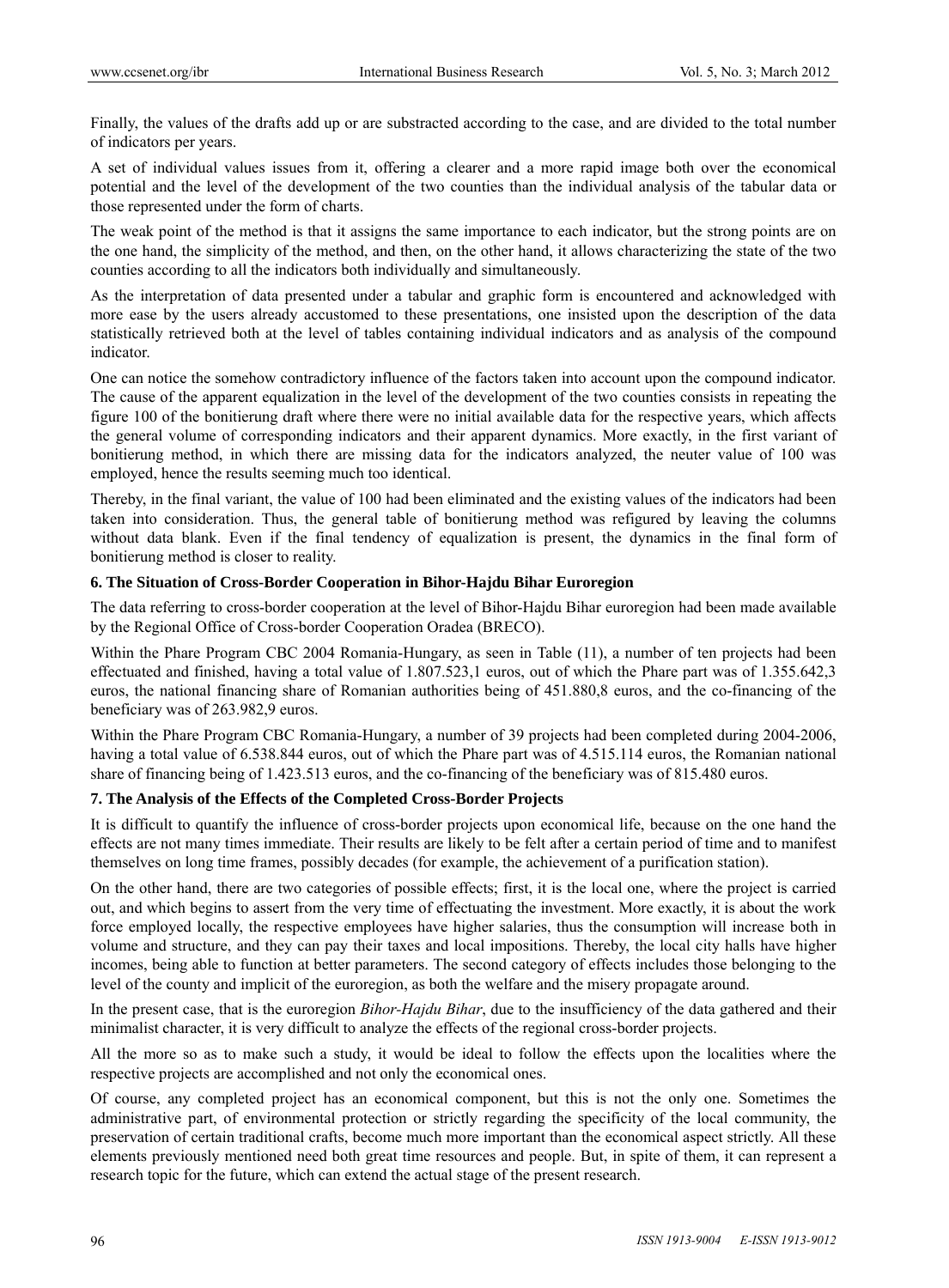Finally, the values of the drafts add up or are substracted according to the case, and are divided to the total number of indicators per years.

A set of individual values issues from it, offering a clearer and a more rapid image both over the economical potential and the level of the development of the two counties than the individual analysis of the tabular data or those represented under the form of charts.

The weak point of the method is that it assigns the same importance to each indicator, but the strong points are on the one hand, the simplicity of the method, and then, on the other hand, it allows characterizing the state of the two counties according to all the indicators both individually and simultaneously.

As the interpretation of data presented under a tabular and graphic form is encountered and acknowledged with more ease by the users already accustomed to these presentations, one insisted upon the description of the data statistically retrieved both at the level of tables containing individual indicators and as analysis of the compound indicator.

One can notice the somehow contradictory influence of the factors taken into account upon the compound indicator. The cause of the apparent equalization in the level of the development of the two counties consists in repeating the figure 100 of the bonitierung draft where there were no initial available data for the respective years, which affects the general volume of corresponding indicators and their apparent dynamics. More exactly, in the first variant of bonitierung method, in which there are missing data for the indicators analyzed, the neuter value of 100 was employed, hence the results seeming much too identical.

Thereby, in the final variant, the value of 100 had been eliminated and the existing values of the indicators had been taken into consideration. Thus, the general table of bonitierung method was refigured by leaving the columns without data blank. Even if the final tendency of equalization is present, the dynamics in the final form of bonitierung method is closer to reality.

## 6. The Situation of Cross-Border Cooperation in Bihor-Hajdu Bihar Euroregion

The data referring to cross-border cooperation at the level of Bihor-Hajdu Bihar euroregion had been made available by the Regional Office of Cross-border Cooperation Oradea (BRECO).

Within the Phare Program CBC 2004 Romania-Hungary, as seen in Table (11), a number of ten projects had been effectuated and finished, having a total value of 1.807.523,1 euros, out of which the Phare part was of 1.355.642,3 euros, the national financing share of Romanian authorities being of 451.880,8 euros, and the co-financing of the beneficiary was of 263.982,9 euros.

Within the Phare Program CBC Romania-Hungary, a number of 39 projects had been completed during 2004-2006, having a total value of 6.538.844 euros, out of which the Phare part was of 4.515.114 euros, the Romanian national share of financing being of 1.423.513 euros, and the co-financing of the beneficiary was of 815.480 euros.

## 7. The Analysis of the Effects of the Completed Cross-Border Projects

It is difficult to quantify the influence of cross-border projects upon economical life, because on the one hand the effects are not many times immediate. Their results are likely to be felt after a certain period of time and to manifest themselves on long time frames, possibly decades (for example, the achievement of a purification station).

On the other hand, there are two categories of possible effects; first, it is the local one, where the project is carried out, and which begins to assert from the very time of effectuating the investment. More exactly, it is about the work force employed locally, the respective employees have higher salaries, thus the consumption will increase both in volume and structure, and they can pay their taxes and local impositions. Thereby, the local city halls have higher incomes, being able to function at better parameters. The second category of effects includes those belonging to the level of the county and implicit of the euroregion, as both the welfare and the misery propagate around.

In the present case, that is the euroregion *Bihor-Hajdu Bihar*, due to the insufficiency of the data gathered and their minimalist character, it is very difficult to analyze the effects of the regional cross-border projects.

All the more so as to make such a study, it would be ideal to follow the effects upon the localities where the respective projects are accomplished and not only the economical ones.

Of course, any completed project has an economical component, but this is not the only one. Sometimes the administrative part, of environmental protection or strictly regarding the specificity of the local community, the preservation of certain traditional crafts, become much more important than the economical aspect strictly. All these elements previously mentioned need both great time resources and people. But, in spite of them, it can represent a research topic for the future, which can extend the actual stage of the present research.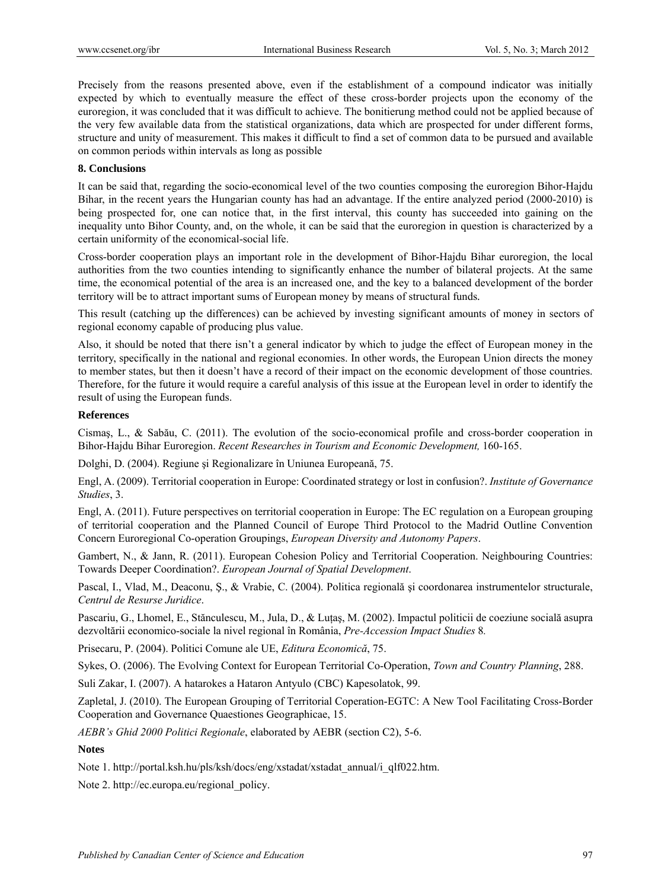Precisely from the reasons presented above, even if the establishment of a compound indicator was initially expected by which to eventually measure the effect of these cross-border projects upon the economy of the euroregion, it was concluded that it was difficult to achieve. The bonitierung method could not be applied because of the very few available data from the statistical organizations, data which are prospected for under different forms, structure and unity of measurement. This makes it difficult to find a set of common data to be pursued and available on common periods within intervals as long as possible

## 8. Conclusions

It can be said that, regarding the socio-economical level of the two counties composing the euroregion Bihor-Hajdu Bihar, in the recent years the Hungarian county has had an advantage. If the entire analyzed period (2000-2010) is being prospected for, one can notice that, in the first interval, this county has succeeded into gaining on the inequality unto Bihor County, and, on the whole, it can be said that the euroregion in question is characterized by a certain uniformity of the economical-social life.

Cross-border cooperation plays an important role in the development of Bihor-Hajdu Bihar euroregion, the local authorities from the two counties intending to significantly enhance the number of bilateral projects. At the same time, the economical potential of the area is an increased one, and the key to a balanced development of the border territory will be to attract important sums of European money by means of structural funds.

This result (catching up the differences) can be achieved by investing significant amounts of money in sectors of regional economy capable of producing plus value.

Also, it should be noted that there isn't a general indicator by which to judge the effect of European money in the territory, specifically in the national and regional economies. In other words, the European Union directs the money to member states, but then it doesn't have a record of their impact on the economic development of those countries. Therefore, for the future it would require a careful analysis of this issue at the European level in order to identify the result of using the European funds.

## References

Cismaş, L., & Sabău, C. (2011). The evolution of the socio-economical profile and cross-border cooperation in Bihor-Hajdu Bihar Euroregion. *Recent Researches in Tourism and Economic Development,* 160-165.

Dolghi, D. (2004). Regiune şi Regionalizare în Uniunea Europeană, 75.

Engl, A. (2009). Territorial cooperation in Europe: Coordinated strategy or lost in confusion?. *Institute of Governance Studies*, 3.

Engl, A. (2011). Future perspectives on territorial cooperation in Europe: The EC regulation on a European grouping of territorial cooperation and the Planned Council of Europe Third Protocol to the Madrid Outline Convention Concern Euroregional Co-operation Groupings, *European Diversity and Autonomy Papers*.

Gambert, N., & Jann, R. (2011). European Cohesion Policy and Territorial Cooperation. Neighbouring Countries: Towards Deeper Coordination?. *European Journal of Spatial Development*.

Pascal, I., Vlad, M., Deaconu, Ş., & Vrabie, C. (2004). Politica regională şi coordonarea instrumentelor structurale, *Centrul de Resurse Juridice*.

Pascariu, G., Lhomel, E., Stănculescu, M., Jula, D., & Luţaş, M. (2002). Impactul politicii de coeziune socială asupra dezvoltării economico-sociale la nivel regional în România, *Pre-Accession Impact Studies* 8.

Prisecaru, P. (2004). Politici Comune ale UE, *Editura Economică*, 75.

Sykes, O. (2006). The Evolving Context for European Territorial Co-Operation, *Town and Country Planning*, 288.

Suli Zakar, I. (2007). A hatarokes a Hataron Antyulo (CBC) Kapesolatok, 99.

Zapletal, J. (2010). The European Grouping of Territorial Coperation-EGTC: A New Tool Facilitating Cross-Border Cooperation and Governance Quaestiones Geographicae, 15.

*AEBR's Ghid 2000 Politici Regionale*, elaborated by AEBR (section C2), 5-6.

## Notes

Note 1. http://portal.ksh.hu/pls/ksh/docs/eng/xstadat/xstadat_annual/i_qlf022.htm.

Note 2. http://ec.europa.eu/regional_policy.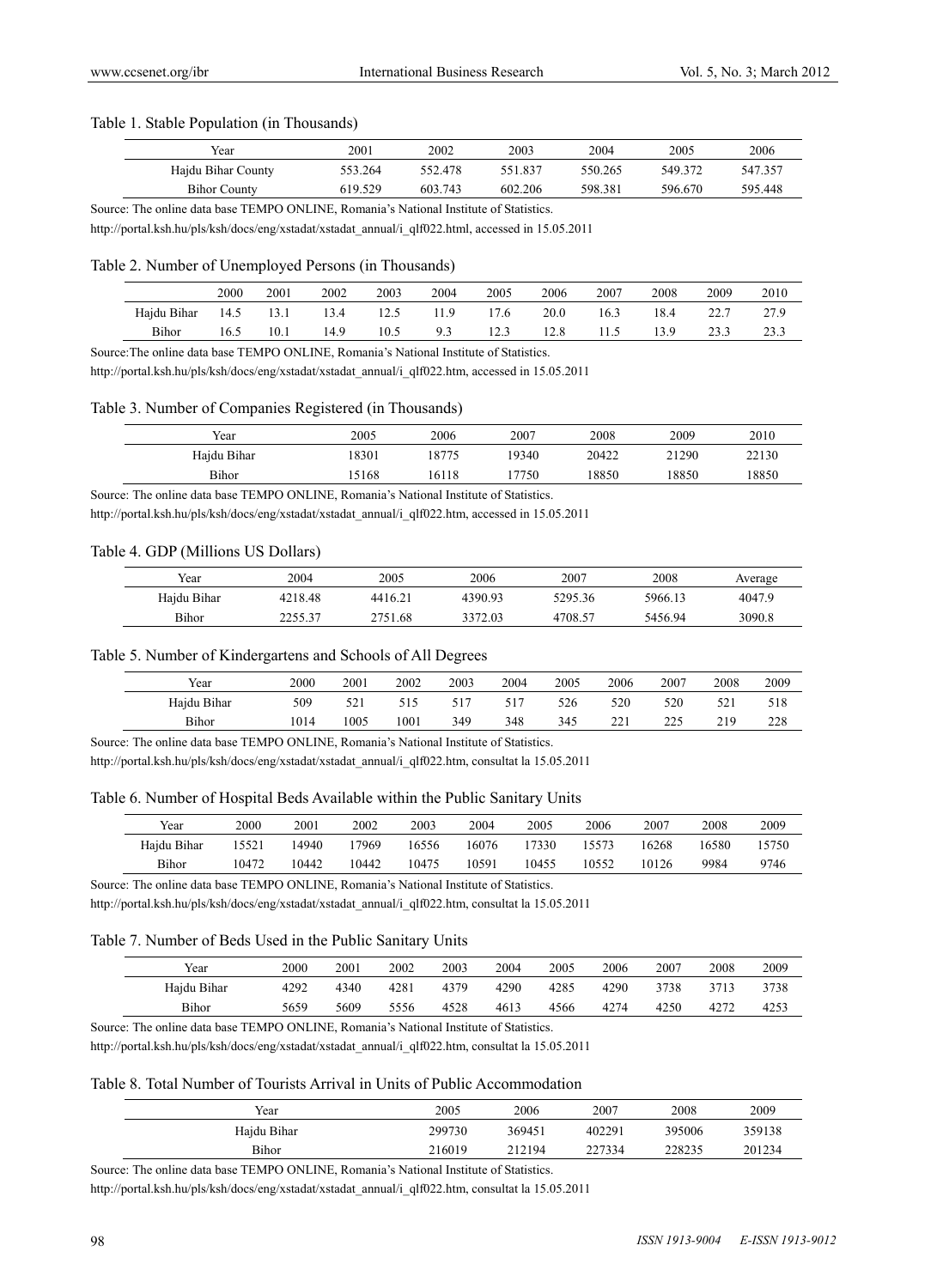Table 1. Stable Population (in Thousands)

| Year | 2001 | 2002 | 2003 | 2004 | 2005 | 2006 |
|---|---|---|---|---|---|---|
| Hajdu Bihar County | 553.264 | 552.478 | 551.837 | 550.265 | 549.372 | 547.357 |
| Bihor County | 619.529 | 603.743 | 602.206 | 598.381 | 596.670 | 595.448 |

Source: The online data base TEMPO ONLINE, Romania's National Institute of Statistics.

http://portal.ksh.hu/pls/ksh/docs/eng/xstadat/xstadat_annual/i_qlf022.html, accessed in 15.05.2011

Table 2. Number of Unemployed Persons (in Thousands)

| | 2000 | 2001 | 2002 | 2003 | 2004 | 2005 | 2006 | 2007 | 2008 | 2009 | 2010 |
|---|---|---|---|---|---|---|---|---|---|---|---|
| Hajdu Bihar | 14.5 | 13.1 | 13.4 | 12.5 | 11.9 | 17.6 | 20.0 | 16.3 | 18.4 | 22.7 | 27.9 |
| Bihor | 16.5 | 10.1 | 14.9 | 10.5 | 9.3 | 12.3 | 12.8 | 11.5 | 13.9 | 23.3 | 23.3 |

Source:The online data base TEMPO ONLINE, Romania's National Institute of Statistics.

http://portal.ksh.hu/pls/ksh/docs/eng/xstadat/xstadat_annual/i_qlf022.htm, accessed in 15.05.2011

Table 3. Number of Companies Registered (in Thousands)

| Year | 2005 | 2006 | 2007 | 2008 | 2009 | 2010 |
|---|---|---|---|---|---|---|
| Hajdu Bihar | 18301 | 18775 | 19340 | 20422 | 21290 | 22130 |
| Bihor | 15168 | 16118 | 17750 | 18850 | 18850 | 18850 |

Source: The online data base TEMPO ONLINE, Romania's National Institute of Statistics.

http://portal.ksh.hu/pls/ksh/docs/eng/xstadat/xstadat_annual/i_qlf022.htm, accessed in 15.05.2011

Table 4. GDP (Millions US Dollars)

| Year | 2004 | 2005 | 2006 | 2007 | 2008 | Average |
|---|---|---|---|---|---|---|
| Hajdu Bihar | 4218.48 | 4416.21 | 4390.93 | 5295.36 | 5966.13 | 4047.9 |
| Bihor | 2255.37 | 2751.68 | 3372.03 | 4708.57 | 5456.94 | 3090.8 |

Table 5. Number of Kindergartens and Schools of All Degrees

| Year | 2000 | 2001 | 2002 | 2003 | 2004 | 2005 | 2006 | 2007 | 2008 | 2009 |
|---|---|---|---|---|---|---|---|---|---|---|
| Hajdu Bihar | 509 | 521 | 515 | 517 | 517 | 526 | 520 | 520 | 521 | 518 |
| Bihor | 1014 | 1005 | 1001 | 349 | 348 | 345 | 221 | 225 | 219 | 228 |

Source: The online data base TEMPO ONLINE, Romania's National Institute of Statistics.

http://portal.ksh.hu/pls/ksh/docs/eng/xstadat/xstadat_annual/i_qlf022.htm, consultat la 15.05.2011

Table 6. Number of Hospital Beds Available within the Public Sanitary Units

| Year | 2000 | 2001 | 2002 | 2003 | 2004 | 2005 | 2006 | 2007 | 2008 | 2009 |
|---|---|---|---|---|---|---|---|---|---|---|
| Hajdu Bihar | 15521 | 14940 | 17969 | 16556 | 16076 | 17330 | 15573 | 16268 | 16580 | 15750 |
| Bihor | 10472 | 10442 | 10442 | 10475 | 10591 | 10455 | 10552 | 10126 | 9984 | 9746 |

Source: The online data base TEMPO ONLINE, Romania's National Institute of Statistics.

http://portal.ksh.hu/pls/ksh/docs/eng/xstadat/xstadat_annual/i_qlf022.htm, consultat la 15.05.2011

Table 7. Number of Beds Used in the Public Sanitary Units

| Year | 2000 | 2001 | 2002 | 2003 | 2004 | 2005 | 2006 | 2007 | 2008 | 2009 |
|---|---|---|---|---|---|---|---|---|---|---|
| Hajdu Bihar | 4292 | 4340 | 4281 | 4379 | 4290 | 4285 | 4290 | 3738 | 3713 | 3738 |
| Bihor | 5659 | 5609 | 5556 | 4528 | 4613 | 4566 | 4274 | 4250 | 4272 | 4253 |

Source: The online data base TEMPO ONLINE, Romania's National Institute of Statistics.

http://portal.ksh.hu/pls/ksh/docs/eng/xstadat/xstadat_annual/i_qlf022.htm, consultat la 15.05.2011

Table 8. Total Number of Tourists Arrival in Units of Public Accommodation

| Year | 2005 | 2006 | 2007 | 2008 | 2009 |
|---|---|---|---|---|---|
| Hajdu Bihar | 299730 | 369451 | 402291 | 395006 | 359138 |
| Bihor | 216019 | 212194 | 227334 | 228235 | 201234 |

Source: The online data base TEMPO ONLINE, Romania's National Institute of Statistics.

http://portal.ksh.hu/pls/ksh/docs/eng/xstadat/xstadat_annual/i_qlf022.htm, consultat la 15.05.2011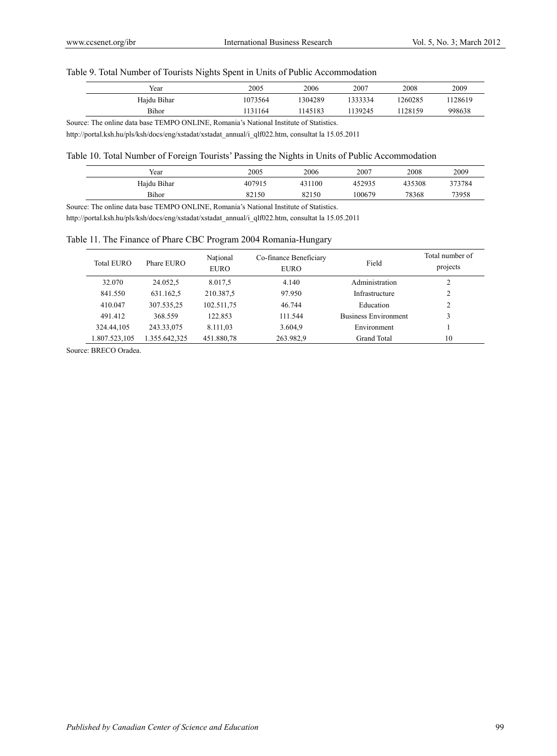Table 9. Total Number of Tourists Nights Spent in Units of Public Accommodation

| Year | 2005 | 2006 | 2007 | 2008 | 2009 |
|---|---|---|---|---|---|
| Hajdu Bihar | 1073564 | 1304289 | 1333334 | 1260285 | 1128619 |
| Bihor | 1131164 | 1145183 | 1139245 | 1128159 | 998638 |

Source: The online data base TEMPO ONLINE, Romania's National Institute of Statistics.

http://portal.ksh.hu/pls/ksh/docs/eng/xstadat/xstadat_annual/i_qlf022.htm, consultat la 15.05.2011

Table 10. Total Number of Foreign Tourists' Passing the Nights in Units of Public Accommodation

| Year | 2005 | 2006 | 2007 | 2008 | 2009 |
|---|---|---|---|---|---|
| Hajdu Bihar | 407915 | 431100 | 452935 | 435308 | 373784 |
| Bihor | 82150 | 82150 | 100679 | 78368 | 73958 |

Source: The online data base TEMPO ONLINE, Romania's National Institute of Statistics.

http://portal.ksh.hu/pls/ksh/docs/eng/xstadat/xstadat_annual/i_qlf022.htm, consultat la 15.05.2011

Table 11. The Finance of Phare CBC Program 2004 Romania-Hungary

| Total EURO | Phare EURO | Național EURO | Co-finance Beneficiary EURO | Field | Total number of projects |
|---|---|---|---|---|---|
| 32.070 | 24.052,5 | 8.017,5 | 4.140 | Administration | 2 |
| 841.550 | 631.162,5 | 210.387,5 | 97.950 | Infrastructure | 2 |
| 410.047 | 307.535,25 | 102.511,75 | 46.744 | Education | 2 |
| 491.412 | 368.559 | 122.853 | 111.544 | Business Environment | 3 |
| 324.44,105 | 243.33,075 | 8.111,03 | 3.604,9 | Environment | 1 |
| 1.807.523,105 | 1.355.642,325 | 451.880,78 | 263.982,9 | Grand Total | 10 |

Source: BRECO Oradea.